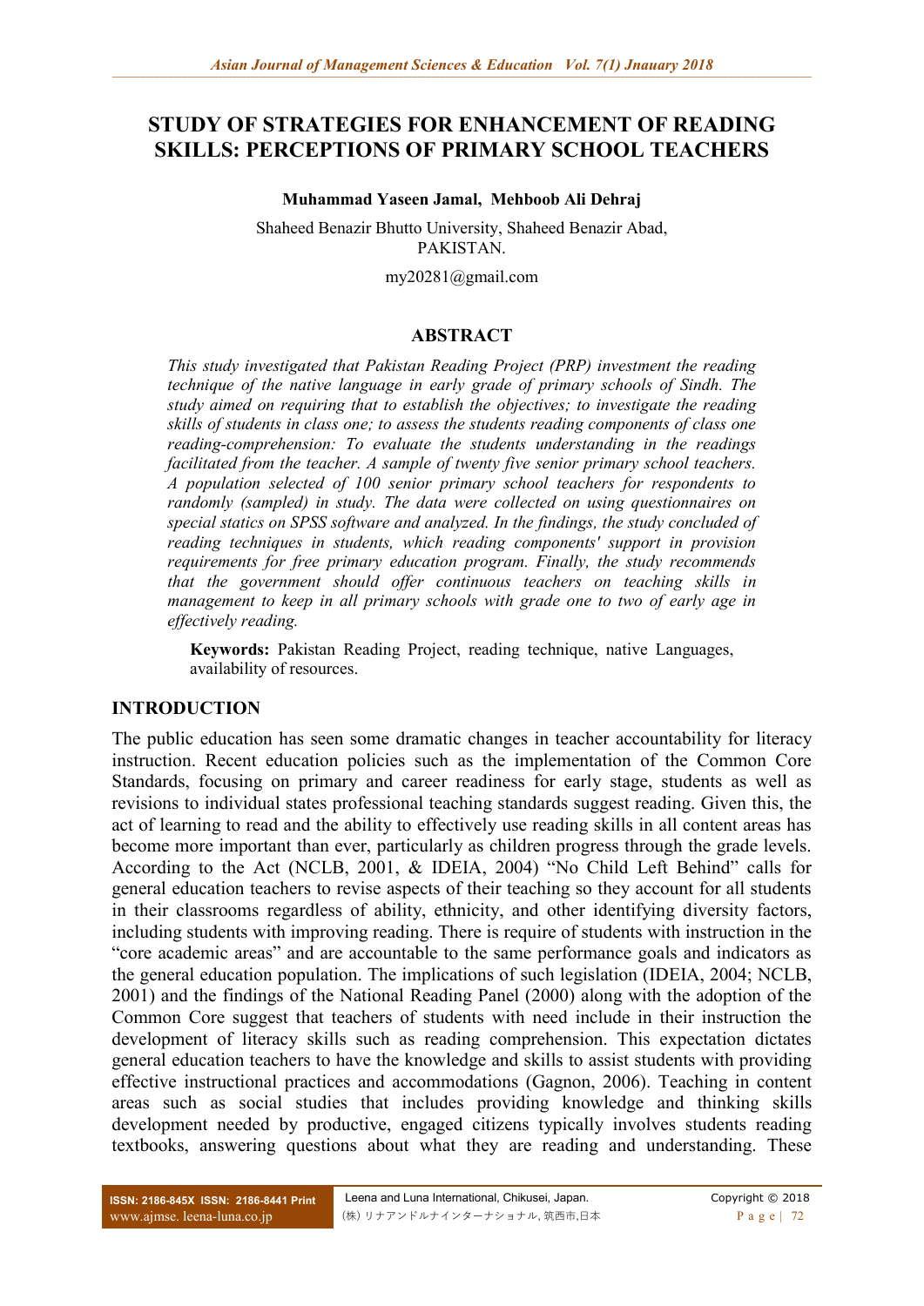# STUDY OF STRATEGIES FOR ENHANCEMENT OF READING SKILLS: PERCEPTIONS OF PRIMARY SCHOOL TEACHERS

**Muhammad Yaseen Jamal, Mehboob Ali Dehraj**

Shaheed Benazir Bhutto University, Shaheed Benazir Abad, PAKISTAN.

my20281@gmail.com

## ABSTRACT

*This study investigated that Pakistan Reading Project (PRP) investment the reading technique of the native language in early grade of primary schools of Sindh. The study aimed on requiring that to establish the objectives; to investigate the reading skills of students in class one; to assess the students reading components of class one reading-comprehension: To evaluate the students understanding in the readings facilitated from the teacher. A sample of twenty five senior primary school teachers. A population selected of 100 senior primary school teachers for respondents to randomly (sampled) in study. The data were collected on using questionnaires on special statics on SPSS software and analyzed. In the findings, the study concluded of reading techniques in students, which reading components' support in provision requirements for free primary education program. Finally, the study recommends that the government should offer continuous teachers on teaching skills in management to keep in all primary schools with grade one to two of early age in effectively reading.*

**Keywords:** Pakistan Reading Project, reading technique, native Languages, availability of resources.

## INTRODUCTION

The public education has seen some dramatic changes in teacher accountability for literacy instruction. Recent education policies such as the implementation of the Common Core Standards, focusing on primary and career readiness for early stage, students as well as revisions to individual states professional teaching standards suggest reading. Given this, the act of learning to read and the ability to effectively use reading skills in all content areas has become more important than ever, particularly as children progress through the grade levels. According to the Act (NCLB, 2001, & IDEIA, 2004) "No Child Left Behind" calls for general education teachers to revise aspects of their teaching so they account for all students in their classrooms regardless of ability, ethnicity, and other identifying diversity factors, including students with improving reading. There is require of students with instruction in the "core academic areas" and are accountable to the same performance goals and indicators as the general education population. The implications of such legislation (IDEIA, 2004; NCLB, 2001) and the findings of the National Reading Panel (2000) along with the adoption of the Common Core suggest that teachers of students with need include in their instruction the development of literacy skills such as reading comprehension. This expectation dictates general education teachers to have the knowledge and skills to assist students with providing effective instructional practices and accommodations (Gagnon, 2006). Teaching in content areas such as social studies that includes providing knowledge and thinking skills development needed by productive, engaged citizens typically involves students reading textbooks, answering questions about what they are reading and understanding. These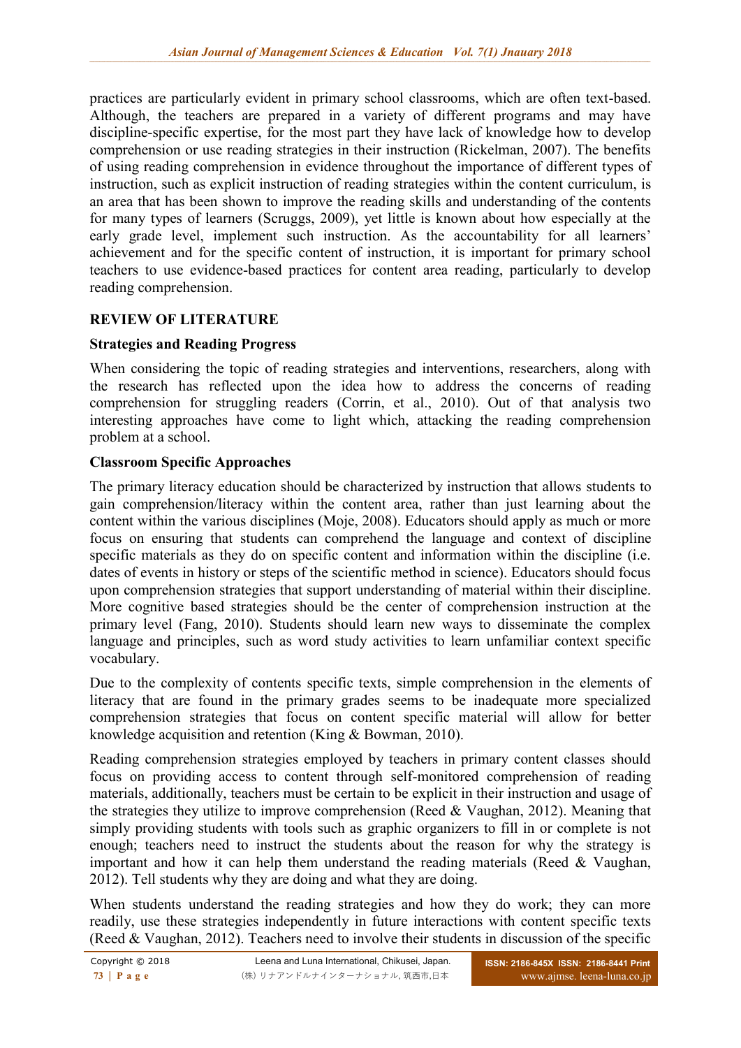practices are particularly evident in primary school classrooms, which are often text-based. Although, the teachers are prepared in a variety of different programs and may have discipline-specific expertise, for the most part they have lack of knowledge how to develop comprehension or use reading strategies in their instruction (Rickelman, 2007). The benefits of using reading comprehension in evidence throughout the importance of different types of instruction, such as explicit instruction of reading strategies within the content curriculum, is an area that has been shown to improve the reading skills and understanding of the contents for many types of learners (Scruggs, 2009), yet little is known about how especially at the early grade level, implement such instruction. As the accountability for all learners' achievement and for the specific content of instruction, it is important for primary school teachers to use evidence-based practices for content area reading, particularly to develop reading comprehension.

## REVIEW OF LITERATURE

### Strategies and Reading Progress

When considering the topic of reading strategies and interventions, researchers, along with the research has reflected upon the idea how to address the concerns of reading comprehension for struggling readers (Corrin, et al., 2010). Out of that analysis two interesting approaches have come to light which, attacking the reading comprehension problem at a school.

### Classroom Specific Approaches

The primary literacy education should be characterized by instruction that allows students to gain comprehension/literacy within the content area, rather than just learning about the content within the various disciplines (Moje, 2008). Educators should apply as much or more focus on ensuring that students can comprehend the language and context of discipline specific materials as they do on specific content and information within the discipline (i.e. dates of events in history or steps of the scientific method in science). Educators should focus upon comprehension strategies that support understanding of material within their discipline. More cognitive based strategies should be the center of comprehension instruction at the primary level (Fang, 2010). Students should learn new ways to disseminate the complex language and principles, such as word study activities to learn unfamiliar context specific vocabulary.

Due to the complexity of contents specific texts, simple comprehension in the elements of literacy that are found in the primary grades seems to be inadequate more specialized comprehension strategies that focus on content specific material will allow for better knowledge acquisition and retention (King & Bowman, 2010).

Reading comprehension strategies employed by teachers in primary content classes should focus on providing access to content through self-monitored comprehension of reading materials, additionally, teachers must be certain to be explicit in their instruction and usage of the strategies they utilize to improve comprehension (Reed & Vaughan, 2012). Meaning that simply providing students with tools such as graphic organizers to fill in or complete is not enough; teachers need to instruct the students about the reason for why the strategy is important and how it can help them understand the reading materials (Reed & Vaughan, 2012). Tell students why they are doing and what they are doing.

When students understand the reading strategies and how they do work; they can more readily, use these strategies independently in future interactions with content specific texts (Reed & Vaughan, 2012). Teachers need to involve their students in discussion of the specific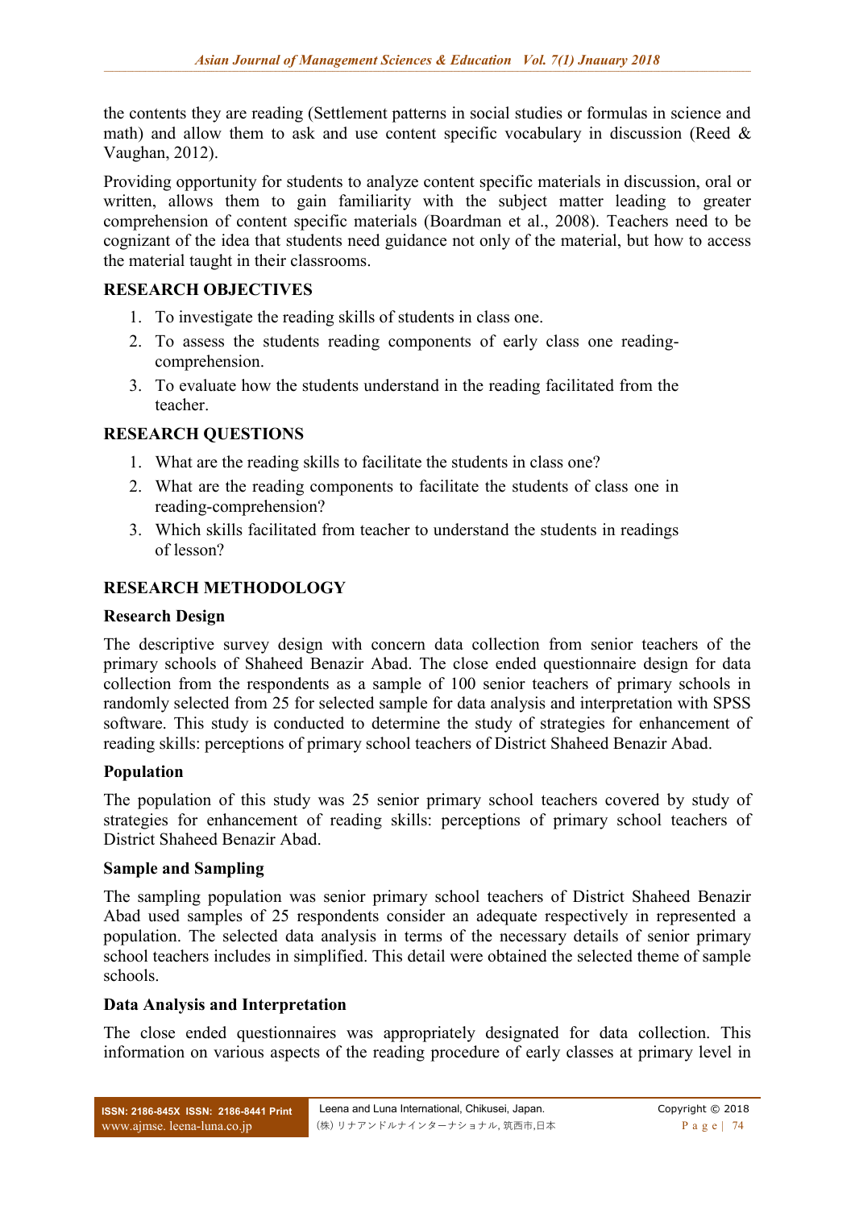the contents they are reading (Settlement patterns in social studies or formulas in science and math) and allow them to ask and use content specific vocabulary in discussion (Reed & Vaughan, 2012).

Providing opportunity for students to analyze content specific materials in discussion, oral or written, allows them to gain familiarity with the subject matter leading to greater comprehension of content specific materials (Boardman et al., 2008). Teachers need to be cognizant of the idea that students need guidance not only of the material, but how to access the material taught in their classrooms.

## RESEARCH OBJECTIVES

1. To investigate the reading skills of students in class one.
2. To assess the students reading components of early class one reading-comprehension.
3. To evaluate how the students understand in the reading facilitated from the teacher.

## RESEARCH QUESTIONS

1. What are the reading skills to facilitate the students in class one?
2. What are the reading components to facilitate the students of class one in reading-comprehension?
3. Which skills facilitated from teacher to understand the students in readings of lesson?

## RESEARCH METHODOLOGY

### Research Design

The descriptive survey design with concern data collection from senior teachers of the primary schools of Shaheed Benazir Abad. The close ended questionnaire design for data collection from the respondents as a sample of 100 senior teachers of primary schools in randomly selected from 25 for selected sample for data analysis and interpretation with SPSS software. This study is conducted to determine the study of strategies for enhancement of reading skills: perceptions of primary school teachers of District Shaheed Benazir Abad.

### Population

The population of this study was 25 senior primary school teachers covered by study of strategies for enhancement of reading skills: perceptions of primary school teachers of District Shaheed Benazir Abad.

### Sample and Sampling

The sampling population was senior primary school teachers of District Shaheed Benazir Abad used samples of 25 respondents consider an adequate respectively in represented a population. The selected data analysis in terms of the necessary details of senior primary school teachers includes in simplified. This detail were obtained the selected theme of sample schools.

### Data Analysis and Interpretation

The close ended questionnaires was appropriately designated for data collection. This information on various aspects of the reading procedure of early classes at primary level in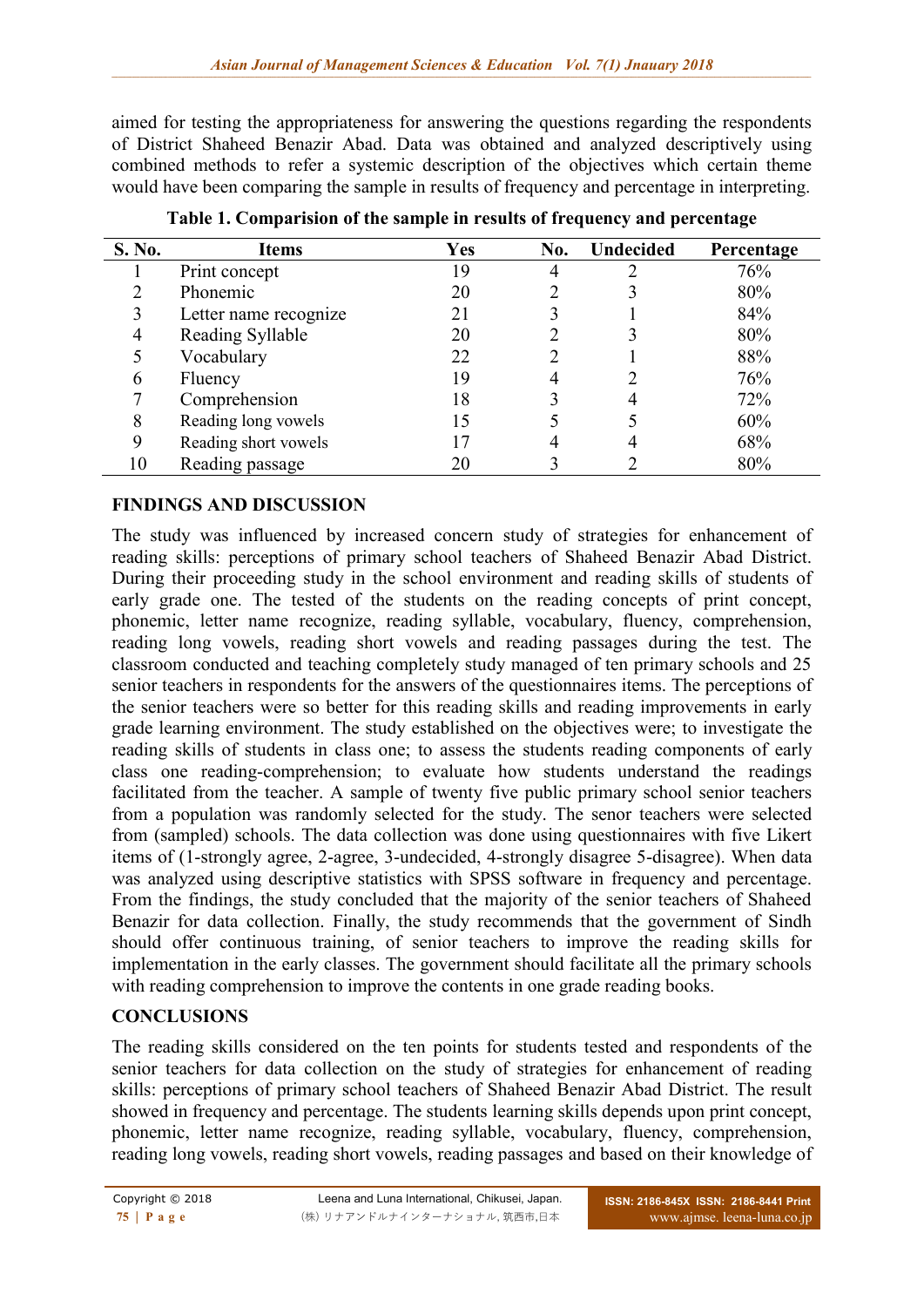aimed for testing the appropriateness for answering the questions regarding the respondents of District Shaheed Benazir Abad. Data was obtained and analyzed descriptively using combined methods to refer a systemic description of the objectives which certain theme would have been comparing the sample in results of frequency and percentage in interpreting.

**Table 1. Comparision of the sample in results of frequency and percentage**

| S. No. | Items | Yes | No. | Undecided | Percentage |
|---|---|---|---|---|---|
| 1 | Print concept | 19 | 4 | 2 | 76% |
| 2 | Phonemic | 20 | 2 | 3 | 80% |
| 3 | Letter name recognize | 21 | 3 | 1 | 84% |
| 4 | Reading Syllable | 20 | 2 | 3 | 80% |
| 5 | Vocabulary | 22 | 2 | 1 | 88% |
| 6 | Fluency | 19 | 4 | 2 | 76% |
| 7 | Comprehension | 18 | 3 | 4 | 72% |
| 8 | Reading long vowels | 15 | 5 | 5 | 60% |
| 9 | Reading short vowels | 17 | 4 | 4 | 68% |
| 10 | Reading passage | 20 | 3 | 2 | 80% |

## FINDINGS AND DISCUSSION

The study was influenced by increased concern study of strategies for enhancement of reading skills: perceptions of primary school teachers of Shaheed Benazir Abad District. During their proceeding study in the school environment and reading skills of students of early grade one. The tested of the students on the reading concepts of print concept, phonemic, letter name recognize, reading syllable, vocabulary, fluency, comprehension, reading long vowels, reading short vowels and reading passages during the test. The classroom conducted and teaching completely study managed of ten primary schools and 25 senior teachers in respondents for the answers of the questionnaires items. The perceptions of the senior teachers were so better for this reading skills and reading improvements in early grade learning environment. The study established on the objectives were; to investigate the reading skills of students in class one; to assess the students reading components of early class one reading-comprehension; to evaluate how students understand the readings facilitated from the teacher. A sample of twenty five public primary school senior teachers from a population was randomly selected for the study. The senor teachers were selected from (sampled) schools. The data collection was done using questionnaires with five Likert items of (1-strongly agree, 2-agree, 3-undecided, 4-strongly disagree 5-disagree). When data was analyzed using descriptive statistics with SPSS software in frequency and percentage. From the findings, the study concluded that the majority of the senior teachers of Shaheed Benazir for data collection. Finally, the study recommends that the government of Sindh should offer continuous training, of senior teachers to improve the reading skills for implementation in the early classes. The government should facilitate all the primary schools with reading comprehension to improve the contents in one grade reading books.

## CONCLUSIONS

The reading skills considered on the ten points for students tested and respondents of the senior teachers for data collection on the study of strategies for enhancement of reading skills: perceptions of primary school teachers of Shaheed Benazir Abad District. The result showed in frequency and percentage. The students learning skills depends upon print concept, phonemic, letter name recognize, reading syllable, vocabulary, fluency, comprehension, reading long vowels, reading short vowels, reading passages and based on their knowledge of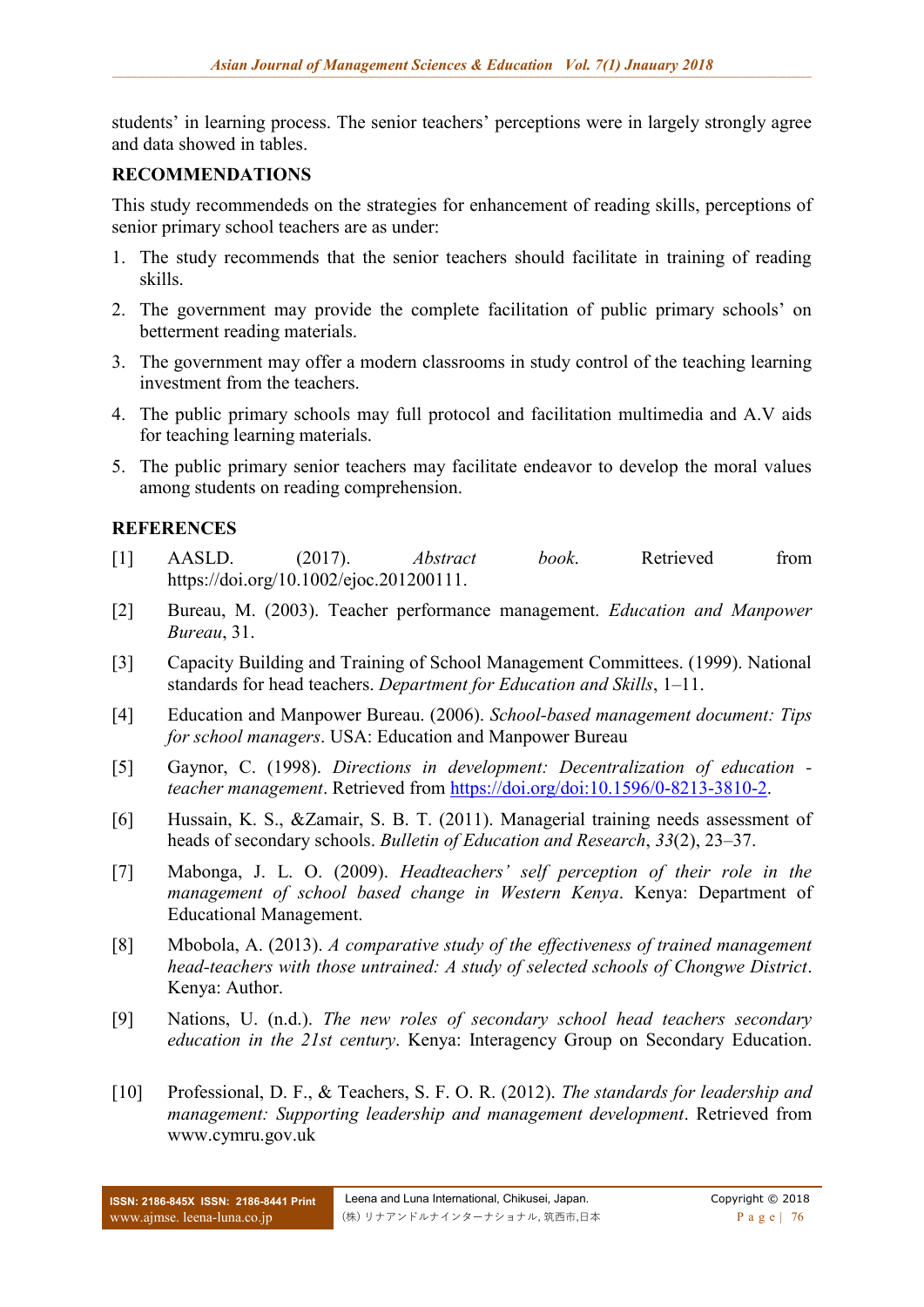students' in learning process. The senior teachers' perceptions were in largely strongly agree and data showed in tables.

## RECOMMENDATIONS

This study recommendeds on the strategies for enhancement of reading skills, perceptions of senior primary school teachers are as under:

1. The study recommends that the senior teachers should facilitate in training of reading skills.
2. The government may provide the complete facilitation of public primary schools' on betterment reading materials.
3. The government may offer a modern classrooms in study control of the teaching learning investment from the teachers.
4. The public primary schools may full protocol and facilitation multimedia and A.V aids for teaching learning materials.
5. The public primary senior teachers may facilitate endeavor to develop the moral values among students on reading comprehension.

## REFERENCES

[1] AASLD. (2017). *Abstract book*. Retrieved from https://doi.org/10.1002/ejoc.201200111.

[2] Bureau, M. (2003). Teacher performance management. *Education and Manpower Bureau*, 31.

[3] Capacity Building and Training of School Management Committees. (1999). National standards for head teachers. *Department for Education and Skills*, 1–11.

[4] Education and Manpower Bureau. (2006). *School-based management document: Tips for school managers*. USA: Education and Manpower Bureau

[5] Gaynor, C. (1998). *Directions in development: Decentralization of education - teacher management*. Retrieved from https://doi.org/doi:10.1596/0-8213-3810-2.

[6] Hussain, K. S., &Zamair, S. B. T. (2011). Managerial training needs assessment of heads of secondary schools. *Bulletin of Education and Research*, *33*(2), 23–37.

[7] Mabonga, J. L. O. (2009). *Headteachers' self perception of their role in the management of school based change in Western Kenya*. Kenya: Department of Educational Management.

[8] Mbobola, A. (2013). *A comparative study of the effectiveness of trained management head-teachers with those untrained: A study of selected schools of Chongwe District*. Kenya: Author.

[9] Nations, U. (n.d.). *The new roles of secondary school head teachers secondary education in the 21st century*. Kenya: Interagency Group on Secondary Education.

[10] Professional, D. F., & Teachers, S. F. O. R. (2012). *The standards for leadership and management: Supporting leadership and management development*. Retrieved from www.cymru.gov.uk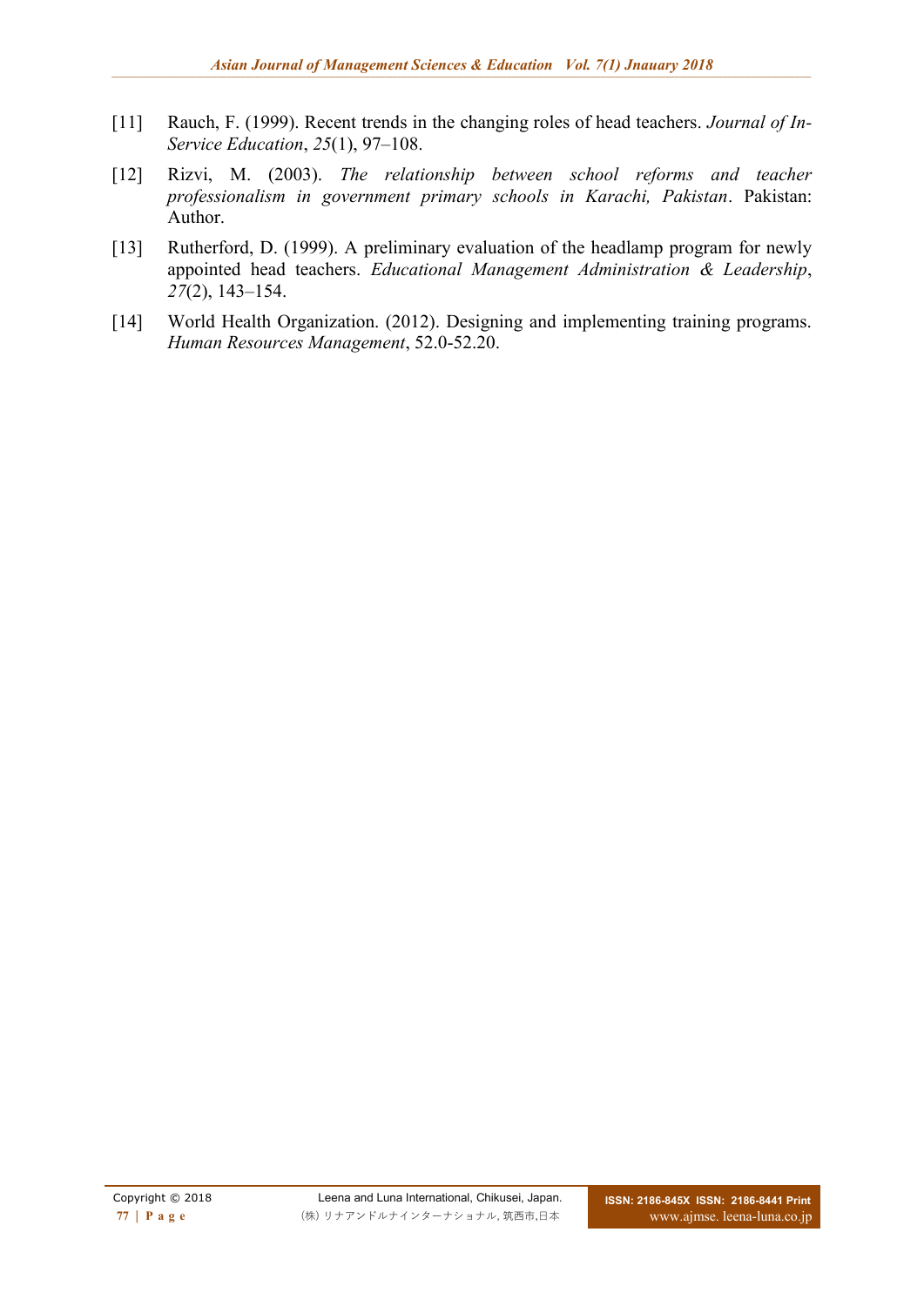[11] Rauch, F. (1999). Recent trends in the changing roles of head teachers. *Journal of In-Service Education*, *25*(1), 97–108.

[12] Rizvi, M. (2003). *The relationship between school reforms and teacher professionalism in government primary schools in Karachi, Pakistan*. Pakistan: Author.

[13] Rutherford, D. (1999). A preliminary evaluation of the headlamp program for newly appointed head teachers. *Educational Management Administration & Leadership*, *27*(2), 143–154.

[14] World Health Organization. (2012). Designing and implementing training programs. *Human Resources Management*, 52.0-52.20.